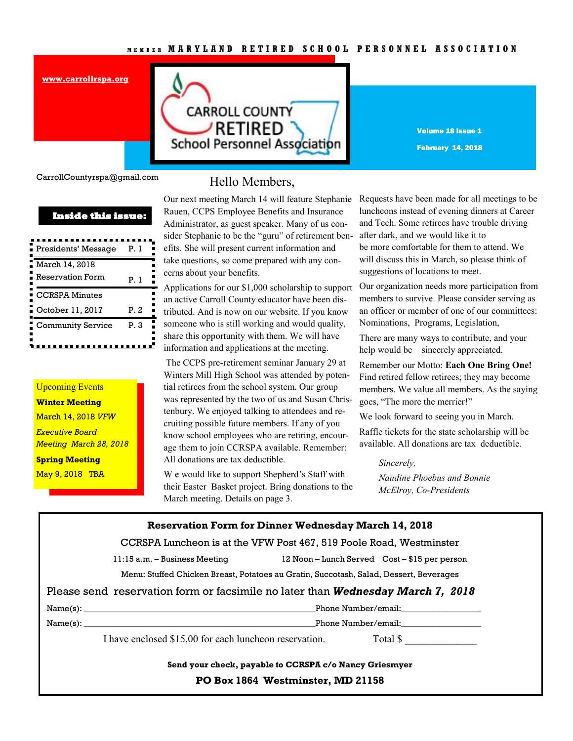MEMBER MARYLAND RETIRED SCHOOL PERSONNEL ASSOCIATION

www.carrollrspa.org

# CARROLL COUNTY RETIRED School Personnel Association

Volume 18 Issue 1

February 14, 2018

CarrollCountyrspa@gmail.com

**Inside this issue:**

| | |
|---|---|
| Presidents' Message | P. 1 |
| March 14, 2018 Reservation Form | P. 1 |
| CCRSPA Minutes October 11, 2017 | P. 2 |
| Community Service | P. 3 |

Upcoming Events

**Winter Meeting**

March 14, 2018 *VFW*

*Executive Board Meeting March 28, 2018*

**Spring Meeting**

May 9, 2018 TBA

## Hello Members,

Our next meeting March 14 will feature Stephanie Rauen, CCPS Employee Benefits and Insurance Administrator, as guest speaker. Many of us consider Stephanie to be the "guru" of retirement benefits. She will present current information and take questions, so come prepared with any concerns about your benefits.

Applications for our $1,000 scholarship to support an active Carroll County educator have been distributed. And is now on our website. If you know someone who is still working and would quality, share this opportunity with them. We will have information and applications at the meeting.

The CCPS pre-retirement seminar January 29 at Winters Mill High School was attended by potential retirees from the school system. Our group was represented by the two of us and Susan Christenbury. We enjoyed talking to attendees and recruiting possible future members. If any of you know school employees who are retiring, encourage them to join CCRSPA available. Remember: All donations are tax deductible.

W e would like to support Shepherd's Staff with their Easter Basket project. Bring donations to the March meeting. Details on page 3.

Requests have been made for all meetings to be luncheons instead of evening dinners at Career and Tech. Some retirees have trouble driving after dark, and we would like it to be more comfortable for them to attend. We will discuss this in March, so please think of suggestions of locations to meet.

Our organization needs more participation from members to survive. Please consider serving as an officer or member of one of our committees: Nominations, Programs, Legislation,

There are many ways to contribute, and your help would be sincerely appreciated.

Remember our Motto: **Each One Bring One!** Find retired fellow retirees; they may become members. We value all members. As the saying goes, "The more the merrier!"

We look forward to seeing you in March.

Raffle tickets for the state scholarship will be available. All donations are tax deductible.

*Sincerely,*

*Naudine Phoebus and Bonnie McElroy, Co-Presidents*

---

**Reservation Form for Dinner Wednesday March 14, 2018**

CCRSPA Luncheon is at the VFW Post 467, 519 Poole Road, Westminster

11:15 a.m. – Business Meeting 12 Noon – Lunch Served Cost – $15 per person

Menu: Stuffed Chicken Breast, Potatoes au Gratin, Succotash, Salad, Dessert, Beverages

Please send reservation form or facsimile no later than ***Wednesday March 7, 2018***

Name(s): ______________________________ Phone Number/email: ______________

Name(s): ______________________________ Phone Number/email: ______________

I have enclosed $15.00 for each luncheon reservation. Total $ ____________

**Send your check, payable to CCRSPA c/o Nancy Griesmyer**

**PO Box 1864 Westminster, MD 21158**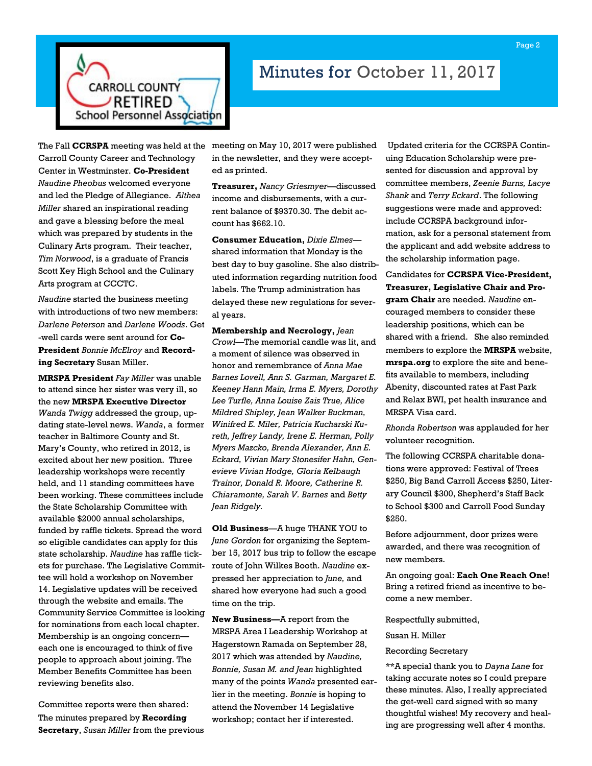# Minutes for October 11, 2017

The Fall **CCRSPA** meeting was held at the Carroll County Career and Technology Center in Westminster. **Co-President** *Naudine Pheobus* welcomed everyone and led the Pledge of Allegiance. *Althea Miller* shared an inspirational reading and gave a blessing before the meal which was prepared by students in the Culinary Arts program. Their teacher, *Tim Norwood*, is a graduate of Francis Scott Key High School and the Culinary Arts program at CCCTC.

*Naudine* started the business meeting with introductions of two new members: *Darlene Peterson* and *Darlene Woods*. Get-well cards were sent around for **Co-President** *Bonnie McElroy* and **Recording Secretary** Susan Miller.

**MRSPA President** *Fay Miller* was unable to attend since her sister was very ill, so the new **MRSPA Executive Director** *Wanda Twigg* addressed the group, updating state-level news. *Wanda*, a former teacher in Baltimore County and St. Mary's County, who retired in 2012, is excited about her new position. Three leadership workshops were recently held, and 11 standing committees have been working. These committees include the State Scholarship Committee with available $2000 annual scholarships, funded by raffle tickets. Spread the word so eligible candidates can apply for this state scholarship. *Naudine* has raffle tickets for purchase. The Legislative Committee will hold a workshop on November 14. Legislative updates will be received through the website and emails. The Community Service Committee is looking for nominations from each local chapter. Membership is an ongoing concern—each one is encouraged to think of five people to approach about joining. The Member Benefits Committee has been reviewing benefits also.

Committee reports were then shared: The minutes prepared by **Recording Secretary**, *Susan Miller* from the previous meeting on May 10, 2017 were published in the newsletter, and they were accepted as printed.

**Treasurer,** *Nancy Griesmyer*—discussed income and disbursements, with a current balance of $9370.30. The debit account has $662.10.

**Consumer Education,** *Dixie Elmes*—shared information that Monday is the best day to buy gasoline. She also distributed information regarding nutrition food labels. The Trump administration has delayed these new regulations for several years.

**Membership and Necrology,** *Jean Crowl*—The memorial candle was lit, and a moment of silence was observed in honor and remembrance of *Anna Mae Barnes Lovell, Ann S. Garman, Margaret E. Keeney Hann Main, Irma E. Myers, Dorothy Lee Turfle, Anna Louise Zais True, Alice Mildred Shipley, Jean Walker Buckman, Winifred E. Miler, Patricia Kucharski Kureth, Jeffrey Landy, Irene E. Herman, Polly Myers Mazcko, Brenda Alexander, Ann E. Eckard, Vivian Mary Stonesifer Hahn, Genevieve Vivian Hodge, Gloria Kelbaugh Trainor, Donald R. Moore, Catherine R. Chiaramonte, Sarah V. Barnes* and *Betty Jean Ridgely.*

**Old Business**—A huge THANK YOU to *June Gordon* for organizing the September 15, 2017 bus trip to follow the escape route of John Wilkes Booth. *Naudine* expressed her appreciation to *June,* and shared how everyone had such a good time on the trip.

**New Business—**A report from the MRSPA Area I Leadership Workshop at Hagerstown Ramada on September 28, 2017 which was attended by *Naudine, Bonnie, Susan M. and Jean* highlighted many of the points *Wanda* presented earlier in the meeting. *Bonnie* is hoping to attend the November 14 Legislative workshop; contact her if interested.

Updated criteria for the CCRSPA Continuing Education Scholarship were presented for discussion and approval by committee members, *Zeenie Burns, Lacye Shank* and *Terry Eckard*. The following suggestions were made and approved: include CCRSPA background information, ask for a personal statement from the applicant and add website address to the scholarship information page.

Candidates for **CCRSPA Vice-President, Treasurer, Legislative Chair and Program Chair** are needed. *Naudine* encouraged members to consider these leadership positions, which can be shared with a friend. She also reminded members to explore the **MRSPA** website, **mrspa.org** to explore the site and benefits available to members, including Abenity, discounted rates at Fast Park and Relax BWI, pet health insurance and MRSPA Visa card.

*Rhonda Robertson* was applauded for her volunteer recognition.

The following CCRSPA charitable donations were approved: Festival of Trees $250, Big Band Carroll Access $250, Literary Council $300, Shepherd's Staff Back to School $300 and Carroll Food Sunday $250.

Before adjournment, door prizes were awarded, and there was recognition of new members.

An ongoing goal: **Each One Reach One!** Bring a retired friend as incentive to become a new member.

Respectfully submitted,

Susan H. Miller

Recording Secretary

**A special thank you to *Dayna Lane* for taking accurate notes so I could prepare these minutes. Also, I really appreciated the get-well card signed with so many thoughtful wishes! My recovery and healing are progressing well after 4 months.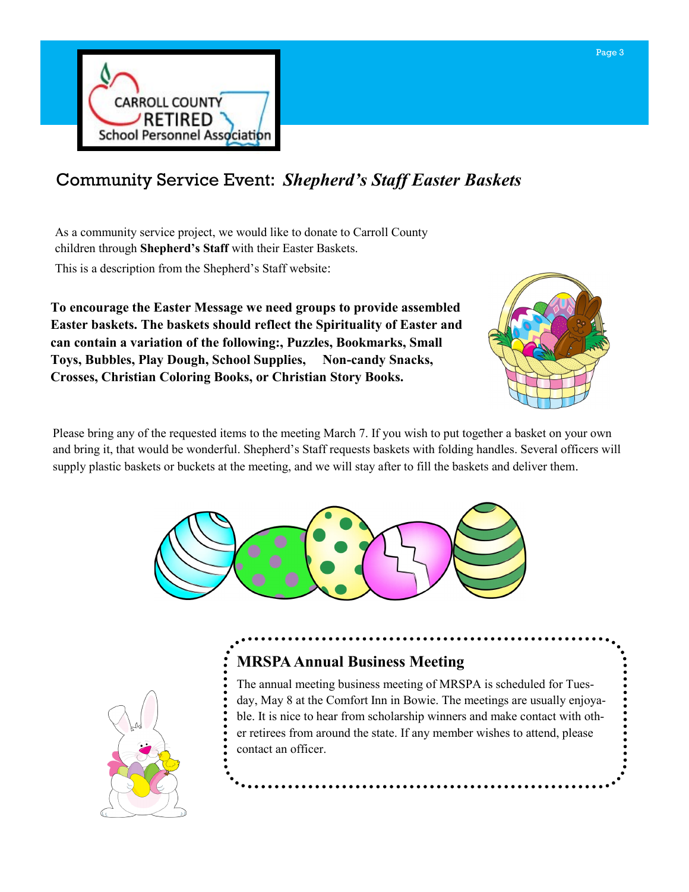## Community Service Event: ***Shepherd's Staff Easter Baskets***

As a community service project, we would like to donate to Carroll County children through **Shepherd's Staff** with their Easter Baskets.

This is a description from the Shepherd's Staff website:

**To encourage the Easter Message we need groups to provide assembled Easter baskets. The baskets should reflect the Spirituality of Easter and can contain a variation of the following:, Puzzles, Bookmarks, Small Toys, Bubbles, Play Dough, School Supplies, Non-candy Snacks, Crosses, Christian Coloring Books, or Christian Story Books.**

Please bring any of the requested items to the meeting March 7. If you wish to put together a basket on your own and bring it, that would be wonderful. Shepherd's Staff requests baskets with folding handles. Several officers will supply plastic baskets or buckets at the meeting, and we will stay after to fill the baskets and deliver them.

### MRSPA Annual Business Meeting

The annual meeting business meeting of MRSPA is scheduled for Tuesday, May 8 at the Comfort Inn in Bowie. The meetings are usually enjoyable. It is nice to hear from scholarship winners and make contact with other retirees from around the state. If any member wishes to attend, please contact an officer.